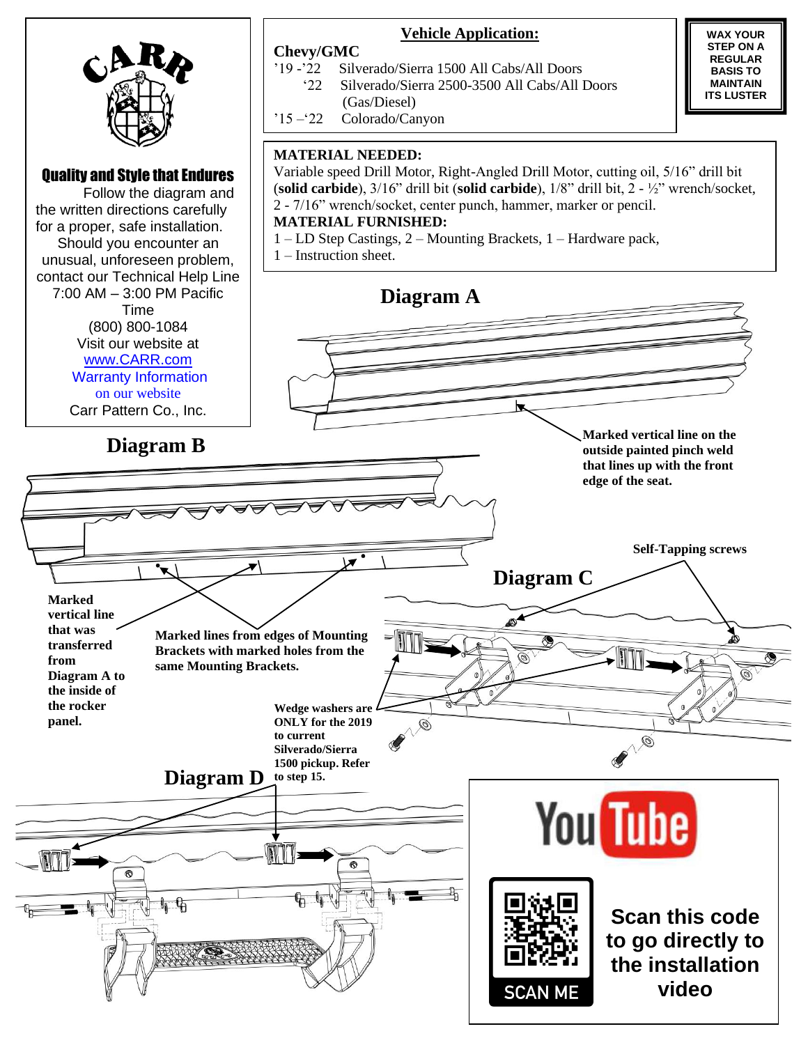CARR

**Quality and Style that Endures**

Follow the diagram and the written directions carefully for a proper, safe installation.

Should you encounter an unusual, unforeseen problem, contact our Technical Help Line 7:00 AM – 3:00 PM Pacific Time (800) 800-1084

Visit our website at www.CARR.com

Warranty Information on our website

Carr Pattern Co., Inc.

## Vehicle Application:

**Chevy/GMC**

’19 -’22 Silverado/Sierra 1500 All Cabs/All Doors

‘22 Silverado/Sierra 2500-3500 All Cabs/All Doors (Gas/Diesel)

’15 –‘22 Colorado/Canyon

**WAX YOUR STEP ON A REGULAR BASIS TO MAINTAIN ITS LUSTER**

**MATERIAL NEEDED:**
Variable speed Drill Motor, Right-Angled Drill Motor, cutting oil, 5/16” drill bit (**solid carbide**), 3/16” drill bit (**solid carbide**), 1/8” drill bit, 2 - ½” wrench/socket, 2 - 7/16” wrench/socket, center punch, hammer, marker or pencil.

**MATERIAL FURNISHED:**
1 – LD Step Castings, 2 – Mounting Brackets, 1 – Hardware pack, 1 – Instruction sheet.

## Diagram A

**Marked vertical line on the outside painted pinch weld that lines up with the front edge of the seat.**

## Diagram B

**Marked vertical line that was transferred from Diagram A to the inside of the rocker panel.**

**Marked lines from edges of Mounting Brackets with marked holes from the same Mounting Brackets.**

## Diagram C

**Self-Tapping screws**

**Wedge washers are ONLY for the 2019 to current Silverado/Sierra 1500 pickup. Refer to step 15.**

## Diagram D

YouTube

SCAN ME

**Scan this code to go directly to the installation video**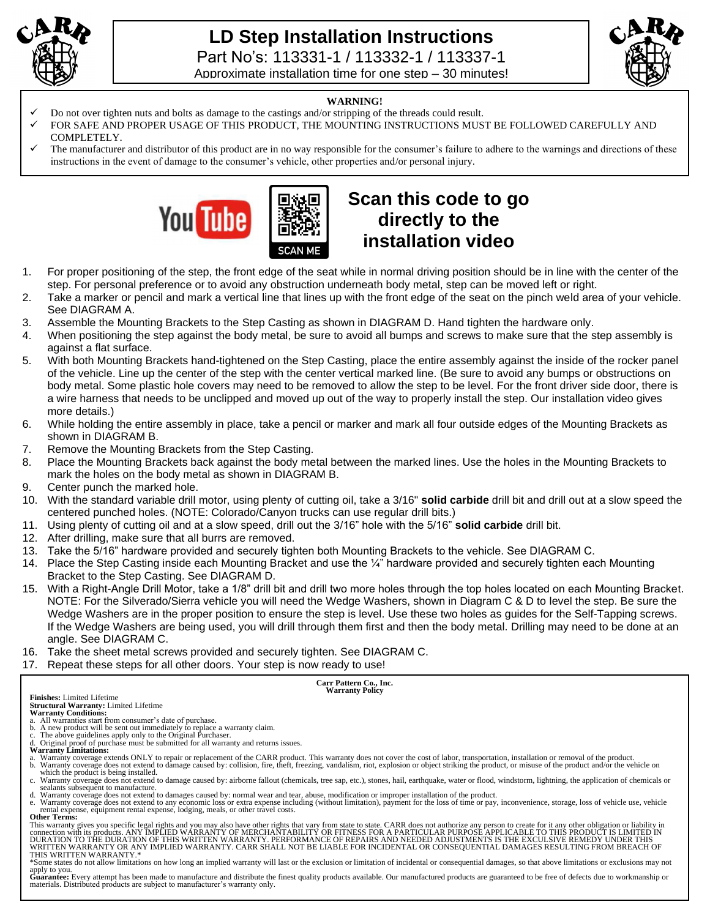# LD Step Installation Instructions

Part No's: 113331-1 / 113332-1 / 113337-1

Approximate installation time for one step – 30 minutes!

**WARNING!**

- ✓ Do not over tighten nuts and bolts as damage to the castings and/or stripping of the threads could result.
- ✓ FOR SAFE AND PROPER USAGE OF THIS PRODUCT, THE MOUNTING INSTRUCTIONS MUST BE FOLLOWED CAREFULLY AND COMPLETELY.
- ✓ The manufacturer and distributor of this product are in no way responsible for the consumer's failure to adhere to the warnings and directions of these instructions in the event of damage to the consumer's vehicle, other properties and/or personal injury.

SCAN ME

**Scan this code to go directly to the installation video**

1. For proper positioning of the step, the front edge of the seat while in normal driving position should be in line with the center of the step. For personal preference or to avoid any obstruction underneath body metal, step can be moved left or right.
2. Take a marker or pencil and mark a vertical line that lines up with the front edge of the seat on the pinch weld area of your vehicle. See DIAGRAM A.
3. Assemble the Mounting Brackets to the Step Casting as shown in DIAGRAM D. Hand tighten the hardware only.
4. When positioning the step against the body metal, be sure to avoid all bumps and screws to make sure that the step assembly is against a flat surface.
5. With both Mounting Brackets hand-tightened on the Step Casting, place the entire assembly against the inside of the rocker panel of the vehicle. Line up the center of the step with the center vertical marked line. (Be sure to avoid any bumps or obstructions on body metal. Some plastic hole covers may need to be removed to allow the step to be level. For the front driver side door, there is a wire harness that needs to be unclipped and moved up out of the way to properly install the step. Our installation video gives more details.)
6. While holding the entire assembly in place, take a pencil or marker and mark all four outside edges of the Mounting Brackets as shown in DIAGRAM B.
7. Remove the Mounting Brackets from the Step Casting.
8. Place the Mounting Brackets back against the body metal between the marked lines. Use the holes in the Mounting Brackets to mark the holes on the body metal as shown in DIAGRAM B.
9. Center punch the marked hole.
10. With the standard variable drill motor, using plenty of cutting oil, take a 3/16" **solid carbide** drill bit and drill out at a slow speed the centered punched holes. (NOTE: Colorado/Canyon trucks can use regular drill bits.)
11. Using plenty of cutting oil and at a slow speed, drill out the 3/16" hole with the 5/16" **solid carbide** drill bit.
12. After drilling, make sure that all burrs are removed.
13. Take the 5/16" hardware provided and securely tighten both Mounting Brackets to the vehicle. See DIAGRAM C.
14. Place the Step Casting inside each Mounting Bracket and use the ¼" hardware provided and securely tighten each Mounting Bracket to the Step Casting. See DIAGRAM D.
15. With a Right-Angle Drill Motor, take a 1/8" drill bit and drill two more holes through the top holes located on each Mounting Bracket. NOTE: For the Silverado/Sierra vehicle you will need the Wedge Washers, shown in Diagram C & D to level the step. Be sure the Wedge Washers are in the proper position to ensure the step is level. Use these two holes as guides for the Self-Tapping screws. If the Wedge Washers are being used, you will drill through them first and then the body metal. Drilling may need to be done at an angle. See DIAGRAM C.
16. Take the sheet metal screws provided and securely tighten. See DIAGRAM C.
17. Repeat these steps for all other doors. Your step is now ready to use!

**Carr Pattern Co., Inc.**
**Warranty Policy**

**Finishes:** Limited Lifetime
**Structural Warranty:** Limited Lifetime
**Warranty Conditions:**

a. All warranties start from consumer's date of purchase.
b. A new product will be sent out immediately to replace a warranty claim.
c. The above guidelines apply only to the Original Purchaser.
d. Original proof of purchase must be submitted for all warranty and returns issues.

**Warranty Limitations:**

a. Warranty coverage extends ONLY to repair or replacement of the CARR product. This warranty does not cover the cost of labor, transportation, installation or removal of the product.
b. Warranty coverage does not extend to damage caused by: collision, fire, theft, freezing, vandalism, riot, explosion or object striking the product, or misuse of the product and/or the vehicle on which the product is being installed.
c. Warranty coverage does not extend to damage caused by: airborne fallout (chemicals, tree sap, etc.), stones, hail, earthquake, water or flood, windstorm, lightning, the application of chemicals or sealants subsequent to manufacture.
d. Warranty coverage does not extend to damages caused by: normal wear and tear, abuse, modification or improper installation of the product.
e. Warranty coverage does not extend to any economic loss or extra expense including (without limitation), payment for the loss of time or pay, inconvenience, storage, loss of vehicle use, vehicle rental expense, equipment rental expense, lodging, meals, or other travel costs.

**Other Terms:**

This warranty gives you specific legal rights and you may also have other rights that vary from state to state. CARR does not authorize any person to create for it any other obligation or liability in connection with its products. ANY IMPLIED WARRANTY OF MERCHANTABILITY OR FITNESS FOR A PARTICULAR PURPOSE APPLICABLE TO THIS PRODUCT IS LIMITED IN DURATION TO THE DURATION OF THIS WRITTEN WARRANTY. PERFORMANCE OF REPAIRS AND NEEDED ADJUSTMENTS IS THE EXCULSIVE REMEDY UNDER THIS WRITTEN WARRANTY OR ANY IMPLIED WARRANTY. CARR SHALL NOT BE LIABLE FOR INCIDENTAL OR CONSEQUENTIAL DAMAGES RESULTING FROM BREACH OF THIS WRITTEN WARRANTY.*

*Some states do not allow limitations on how long an implied warranty will last or the exclusion or limitation of incidental or consequential damages, so that above limitations or exclusions may not apply to you.

**Guarantee:** Every attempt has been made to manufacture and distribute the finest quality products available. Our manufactured products are guaranteed to be free of defects due to workmanship or materials. Distributed products are subject to manufacturer's warranty only.